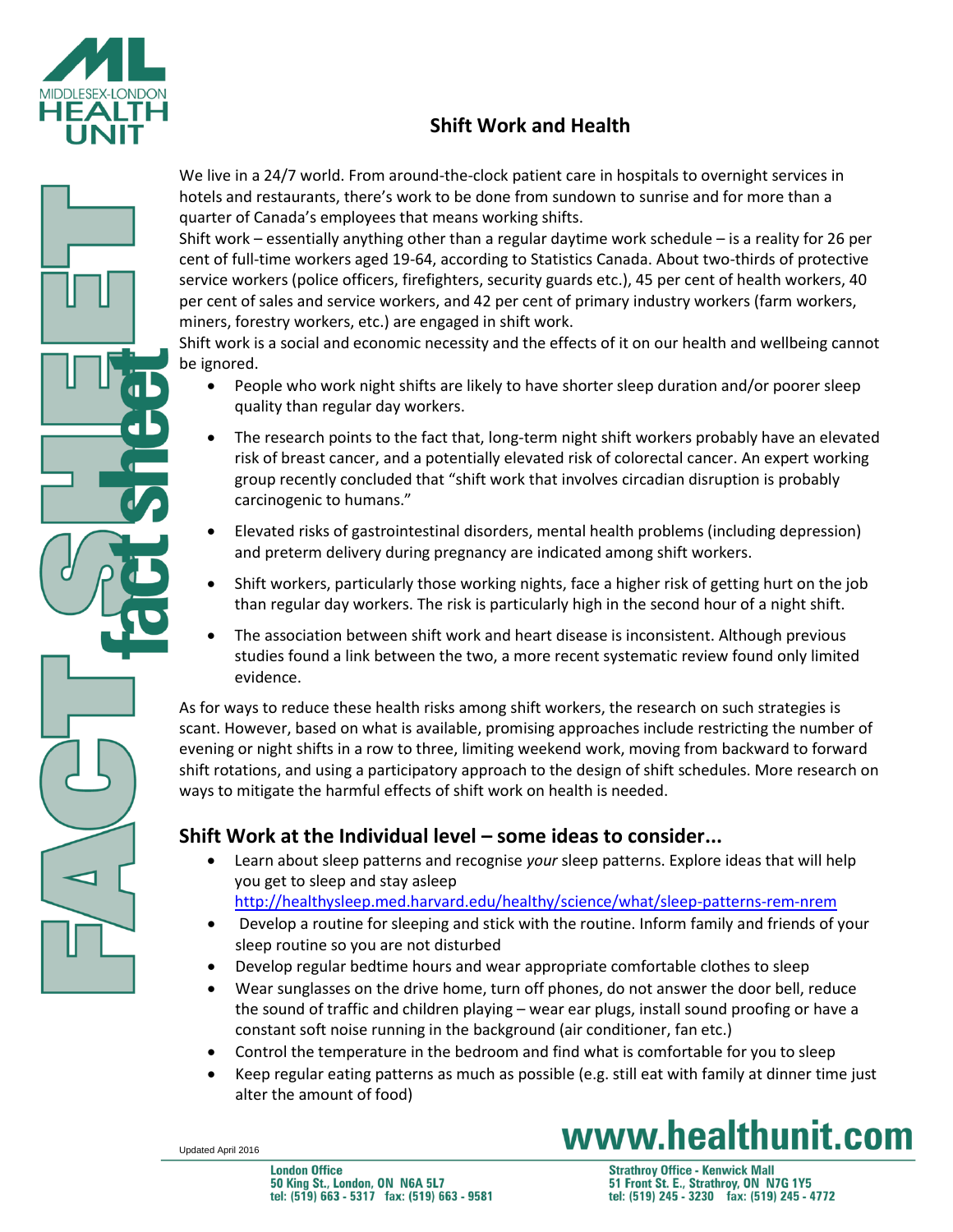# Shift Work and Health

We live in a 24/7 world. From around-the-clock patient care in hospitals to overnight services in hotels and restaurants, there's work to be done from sundown to sunrise and for more than a quarter of Canada's employees that means working shifts.

Shift work – essentially anything other than a regular daytime work schedule – is a reality for 26 per cent of full-time workers aged 19-64, according to Statistics Canada. About two-thirds of protective service workers (police officers, firefighters, security guards etc.), 45 per cent of health workers, 40 per cent of sales and service workers, and 42 per cent of primary industry workers (farm workers, miners, forestry workers, etc.) are engaged in shift work.

Shift work is a social and economic necessity and the effects of it on our health and wellbeing cannot be ignored.

- People who work night shifts are likely to have shorter sleep duration and/or poorer sleep quality than regular day workers.
- The research points to the fact that, long-term night shift workers probably have an elevated risk of breast cancer, and a potentially elevated risk of colorectal cancer. An expert working group recently concluded that "shift work that involves circadian disruption is probably carcinogenic to humans."
- Elevated risks of gastrointestinal disorders, mental health problems (including depression) and preterm delivery during pregnancy are indicated among shift workers.
- Shift workers, particularly those working nights, face a higher risk of getting hurt on the job than regular day workers. The risk is particularly high in the second hour of a night shift.
- The association between shift work and heart disease is inconsistent. Although previous studies found a link between the two, a more recent systematic review found only limited evidence.

As for ways to reduce these health risks among shift workers, the research on such strategies is scant. However, based on what is available, promising approaches include restricting the number of evening or night shifts in a row to three, limiting weekend work, moving from backward to forward shift rotations, and using a participatory approach to the design of shift schedules. More research on ways to mitigate the harmful effects of shift work on health is needed.

## Shift Work at the Individual level – some ideas to consider...

- Learn about sleep patterns and recognise *your* sleep patterns. Explore ideas that will help you get to sleep and stay asleep http://healthysleep.med.harvard.edu/healthy/science/what/sleep-patterns-rem-nrem
- Develop a routine for sleeping and stick with the routine. Inform family and friends of your sleep routine so you are not disturbed
- Develop regular bedtime hours and wear appropriate comfortable clothes to sleep
- Wear sunglasses on the drive home, turn off phones, do not answer the door bell, reduce the sound of traffic and children playing – wear ear plugs, install sound proofing or have a constant soft noise running in the background (air conditioner, fan etc.)
- Control the temperature in the bedroom and find what is comfortable for you to sleep
- Keep regular eating patterns as much as possible (e.g. still eat with family at dinner time just alter the amount of food)

Updated April 2016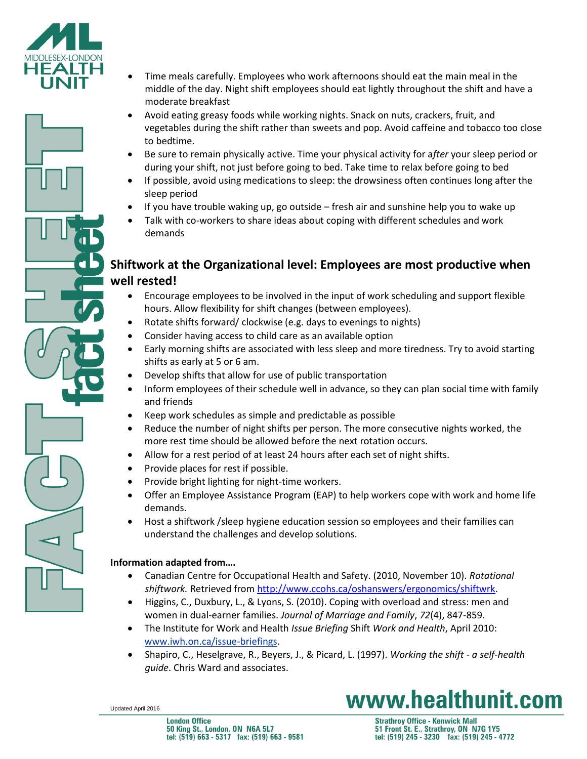- Time meals carefully. Employees who work afternoons should eat the main meal in the middle of the day. Night shift employees should eat lightly throughout the shift and have a moderate breakfast
- Avoid eating greasy foods while working nights. Snack on nuts, crackers, fruit, and vegetables during the shift rather than sweets and pop. Avoid caffeine and tobacco too close to bedtime.
- Be sure to remain physically active. Time your physical activity for a*fter* your sleep period or during your shift, not just before going to bed. Take time to relax before going to bed
- If possible, avoid using medications to sleep: the drowsiness often continues long after the sleep period
- If you have trouble waking up, go outside – fresh air and sunshine help you to wake up
- Talk with co-workers to share ideas about coping with different schedules and work demands

## Shiftwork at the Organizational level: Employees are most productive when well rested!

- Encourage employees to be involved in the input of work scheduling and support flexible hours. Allow flexibility for shift changes (between employees).
- Rotate shifts forward/ clockwise (e.g. days to evenings to nights)
- Consider having access to child care as an available option
- Early morning shifts are associated with less sleep and more tiredness. Try to avoid starting shifts as early at 5 or 6 am.
- Develop shifts that allow for use of public transportation
- Inform employees of their schedule well in advance, so they can plan social time with family and friends
- Keep work schedules as simple and predictable as possible
- Reduce the number of night shifts per person. The more consecutive nights worked, the more rest time should be allowed before the next rotation occurs.
- Allow for a rest period of at least 24 hours after each set of night shifts.
- Provide places for rest if possible.
- Provide bright lighting for night-time workers.
- Offer an Employee Assistance Program (EAP) to help workers cope with work and home life demands.
- Host a shiftwork /sleep hygiene education session so employees and their families can understand the challenges and develop solutions.

**Information adapted from….**

- Canadian Centre for Occupational Health and Safety. (2010, November 10). *Rotational shiftwork.* Retrieved from http://www.ccohs.ca/oshanswers/ergonomics/shiftwrk.
- Higgins, C., Duxbury, L., & Lyons, S. (2010). Coping with overload and stress: men and women in dual-earner families. *Journal of Marriage and Family*, *72*(4), 847-859.
- The Institute for Work and Health *Issue Briefing* Shift *Work and Health*, April 2010: www.iwh.on.ca/issue-briefings.
- Shapiro, C., Heselgrave, R., Beyers, J., & Picard, L. (1997). *Working the shift - a self-health guide*. Chris Ward and associates.

Updated April 2016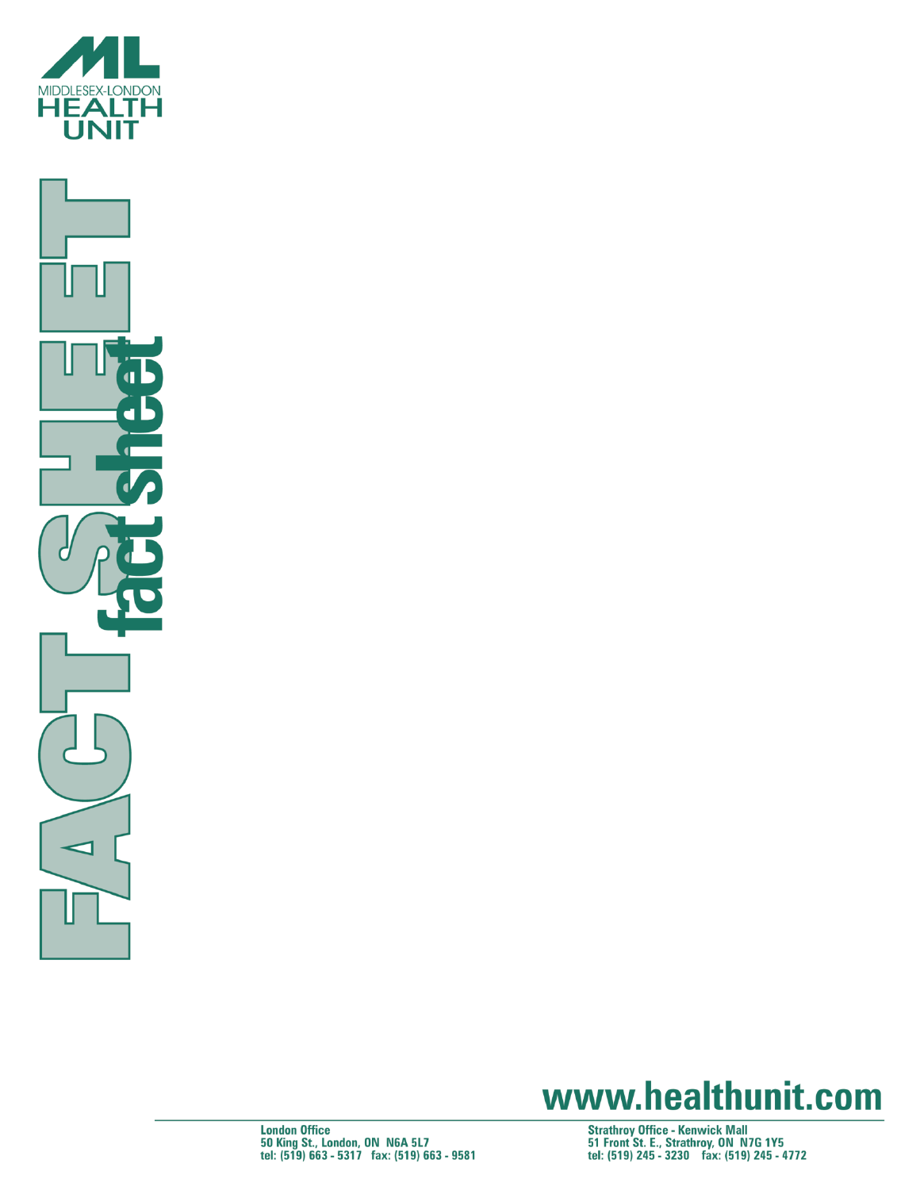MIDDLESEX-LONDON HEALTH UNIT

FACT SHEET

fact sheet

www.healthunit.com

**London Office**
**50 King St., London, ON N6A 5L7**
**tel: (519) 663 - 5317 fax: (519) 663 - 9581**

**Strathroy Office - Kenwick Mall**
**51 Front St. E., Strathroy, ON N7G 1Y5**
**tel: (519) 245 - 3230 fax: (519) 245 - 4772**